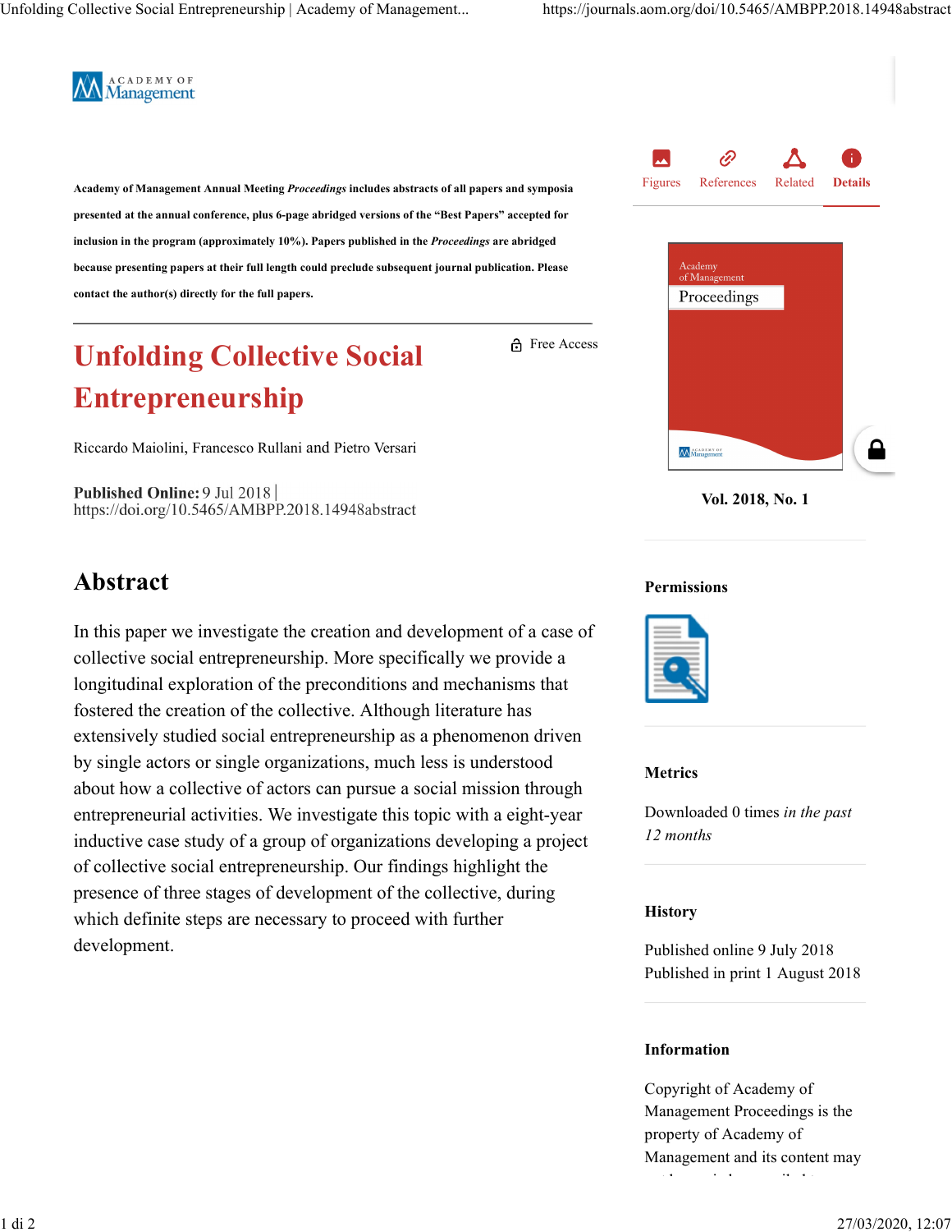Academy of Management Annual Meeting *Proceedings* includes abstracts of all papers and symposia presented at the annual conference, plus 6-page abridged versions of the "Best Papers" accepted for inclusion in the program (approximately 10%). Papers published in the *Proceedings* are abridged because presenting papers at their full length could preclude subsequent journal publication. Please contact the author(s) directly for the full papers.

Free Access

# Unfolding Collective Social Entrepreneurship

Riccardo Maiolini, Francesco Rullani and Pietro Versari

**Published Online:** 9 Jul 2018 | https://doi.org/10.5465/AMBPP.2018.14948abstract

## Abstract

In this paper we investigate the creation and development of a case of collective social entrepreneurship. More specifically we provide a longitudinal exploration of the preconditions and mechanisms that fostered the creation of the collective. Although literature has extensively studied social entrepreneurship as a phenomenon driven by single actors or single organizations, much less is understood about how a collective of actors can pursue a social mission through entrepreneurial activities. We investigate this topic with a eight-year inductive case study of a group of organizations developing a project of collective social entrepreneurship. Our findings highlight the presence of three stages of development of the collective, during which definite steps are necessary to proceed with further development.

Vol. 2018, No. 1

### Permissions

### Metrics

Downloaded 0 times *in the past 12 months*

### History

Published online 9 July 2018
Published in print 1 August 2018

### Information

Copyright of Academy of Management Proceedings is the property of Academy of Management and its content may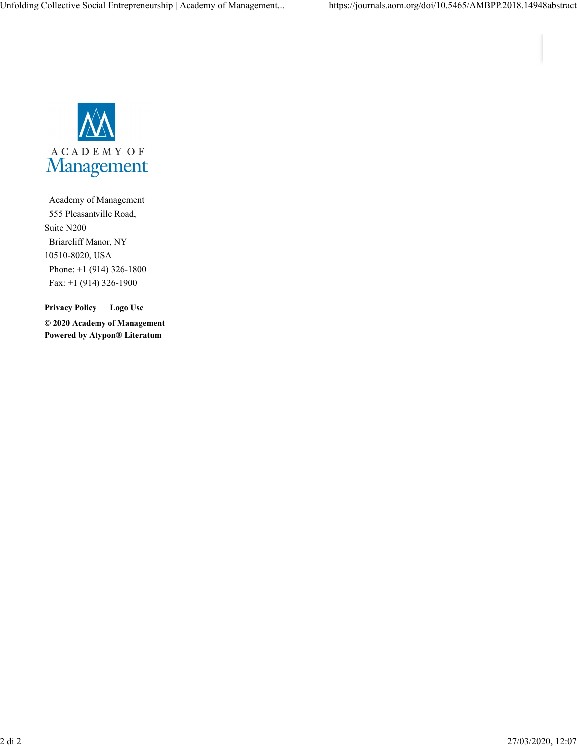ACADEMY OF
Management

Academy of Management
555 Pleasantville Road,
Suite N200
Briarcliff Manor, NY
10510-8020, USA
Phone: +1 (914) 326-1800
Fax: +1 (914) 326-1900

**Privacy Policy** **Logo Use**

**© 2020 Academy of Management**
**Powered by Atypon® Literatum**